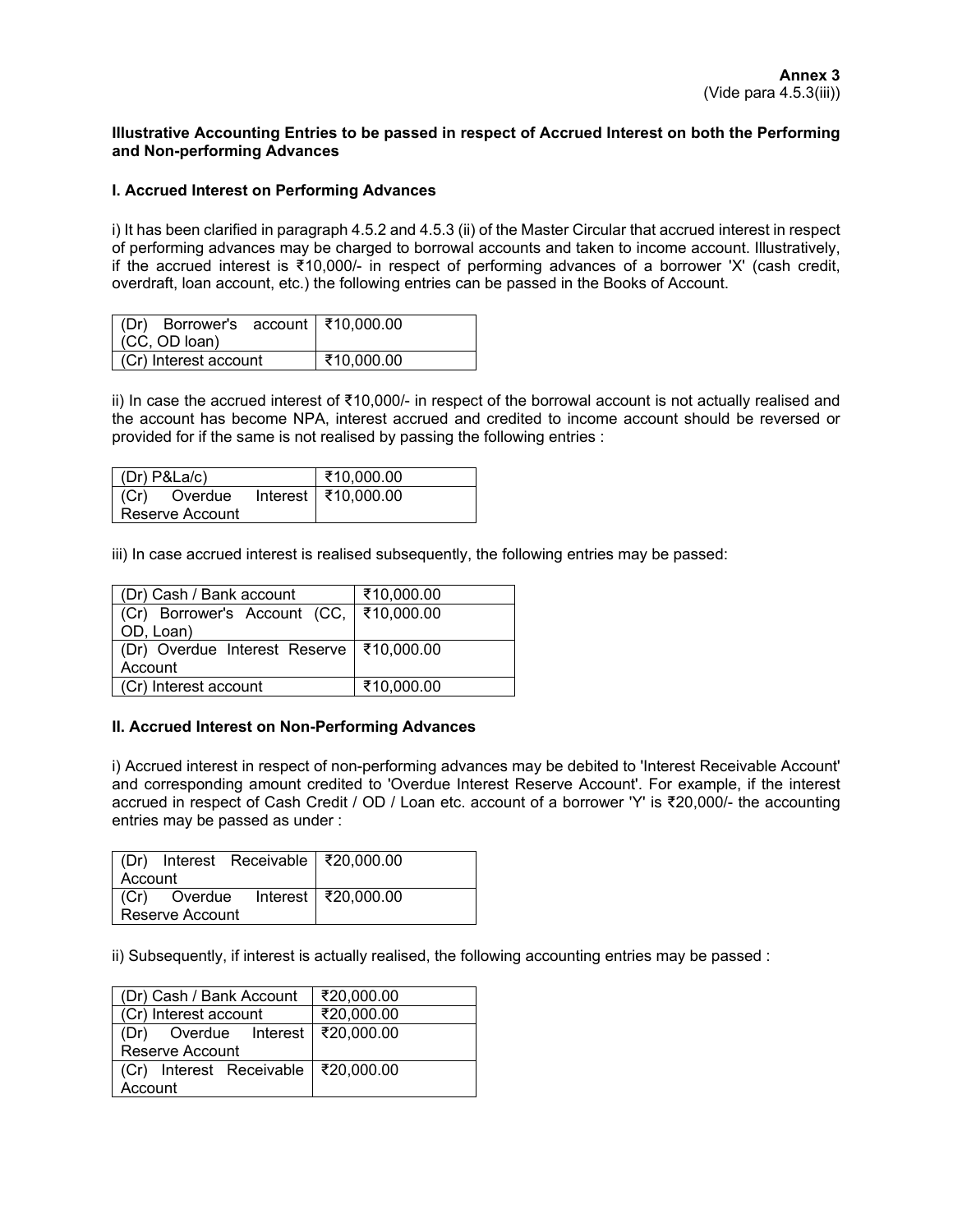**Annex 3**
(Vide para 4.5.3(iii))

**Illustrative Accounting Entries to be passed in respect of Accrued Interest on both the Performing and Non-performing Advances**

**I. Accrued Interest on Performing Advances**

i) It has been clarified in paragraph 4.5.2 and 4.5.3 (ii) of the Master Circular that accrued interest in respect of performing advances may be charged to borrowal accounts and taken to income account. Illustratively, if the accrued interest is ₹10,000/- in respect of performing advances of a borrower 'X' (cash credit, overdraft, loan account, etc.) the following entries can be passed in the Books of Account.

| | |
|---|---|
| (Dr) Borrower's account (CC, OD loan) | ₹10,000.00 |
| (Cr) Interest account | ₹10,000.00 |

ii) In case the accrued interest of ₹10,000/- in respect of the borrowal account is not actually realised and the account has become NPA, interest accrued and credited to income account should be reversed or provided for if the same is not realised by passing the following entries :

| | |
|---|---|
| (Dr) P&La/c) | ₹10,000.00 |
| (Cr) Overdue Interest Reserve Account | ₹10,000.00 |

iii) In case accrued interest is realised subsequently, the following entries may be passed:

| | |
|---|---|
| (Dr) Cash / Bank account | ₹10,000.00 |
| (Cr) Borrower's Account (CC, OD, Loan) | ₹10,000.00 |
| (Dr) Overdue Interest Reserve Account | ₹10,000.00 |
| (Cr) Interest account | ₹10,000.00 |

**II. Accrued Interest on Non-Performing Advances**

i) Accrued interest in respect of non-performing advances may be debited to 'Interest Receivable Account' and corresponding amount credited to 'Overdue Interest Reserve Account'. For example, if the interest accrued in respect of Cash Credit / OD / Loan etc. account of a borrower 'Y' is ₹20,000/- the accounting entries may be passed as under :

| | |
|---|---|
| (Dr) Interest Receivable Account | ₹20,000.00 |
| (Cr) Overdue Interest Reserve Account | ₹20,000.00 |

ii) Subsequently, if interest is actually realised, the following accounting entries may be passed :

| | |
|---|---|
| (Dr) Cash / Bank Account | ₹20,000.00 |
| (Cr) Interest account | ₹20,000.00 |
| (Dr) Overdue Interest Reserve Account | ₹20,000.00 |
| (Cr) Interest Receivable Account | ₹20,000.00 |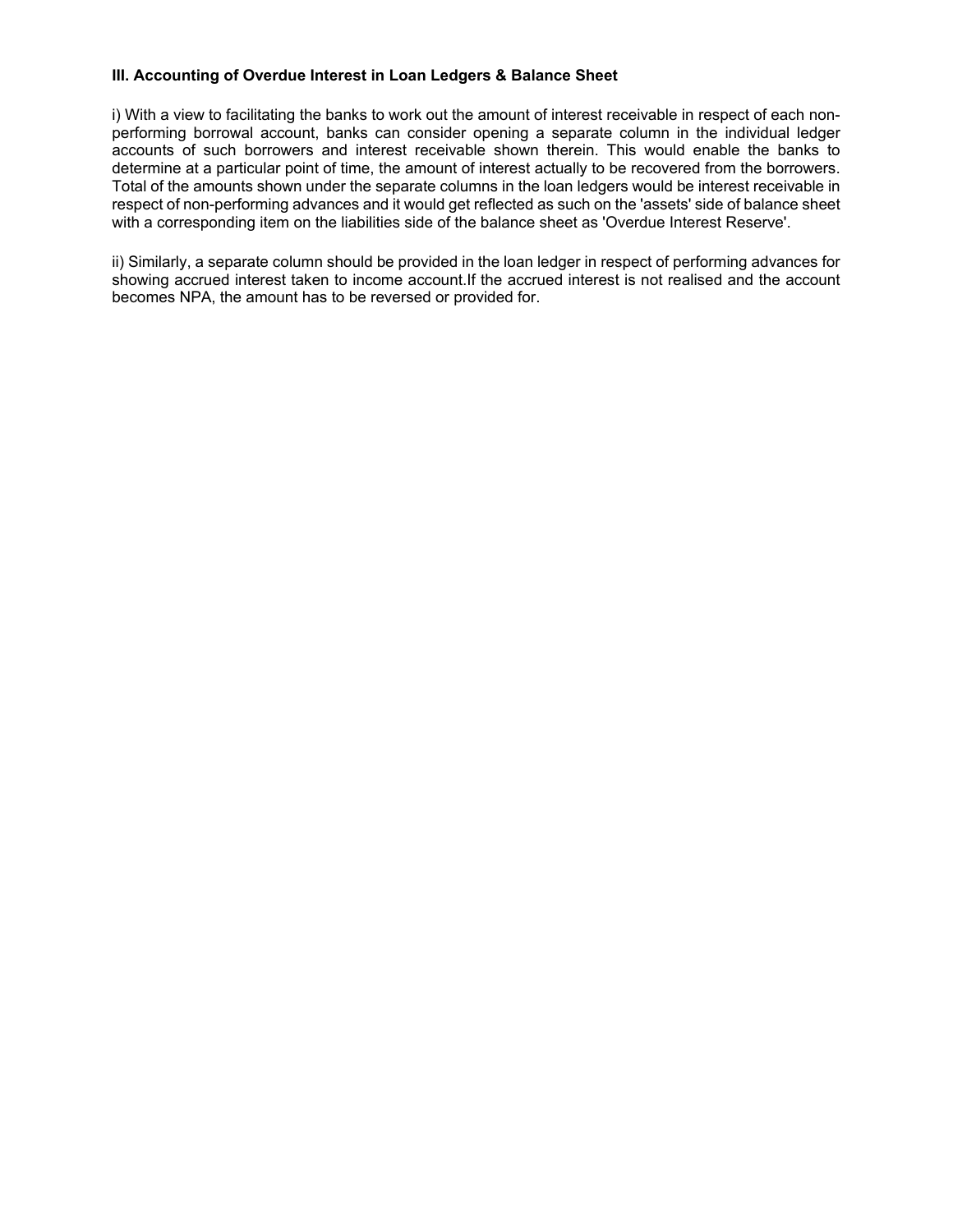### III. Accounting of Overdue Interest in Loan Ledgers & Balance Sheet

i) With a view to facilitating the banks to work out the amount of interest receivable in respect of each non-performing borrowal account, banks can consider opening a separate column in the individual ledger accounts of such borrowers and interest receivable shown therein. This would enable the banks to determine at a particular point of time, the amount of interest actually to be recovered from the borrowers. Total of the amounts shown under the separate columns in the loan ledgers would be interest receivable in respect of non-performing advances and it would get reflected as such on the 'assets' side of balance sheet with a corresponding item on the liabilities side of the balance sheet as 'Overdue Interest Reserve'.

ii) Similarly, a separate column should be provided in the loan ledger in respect of performing advances for showing accrued interest taken to income account.If the accrued interest is not realised and the account becomes NPA, the amount has to be reversed or provided for.